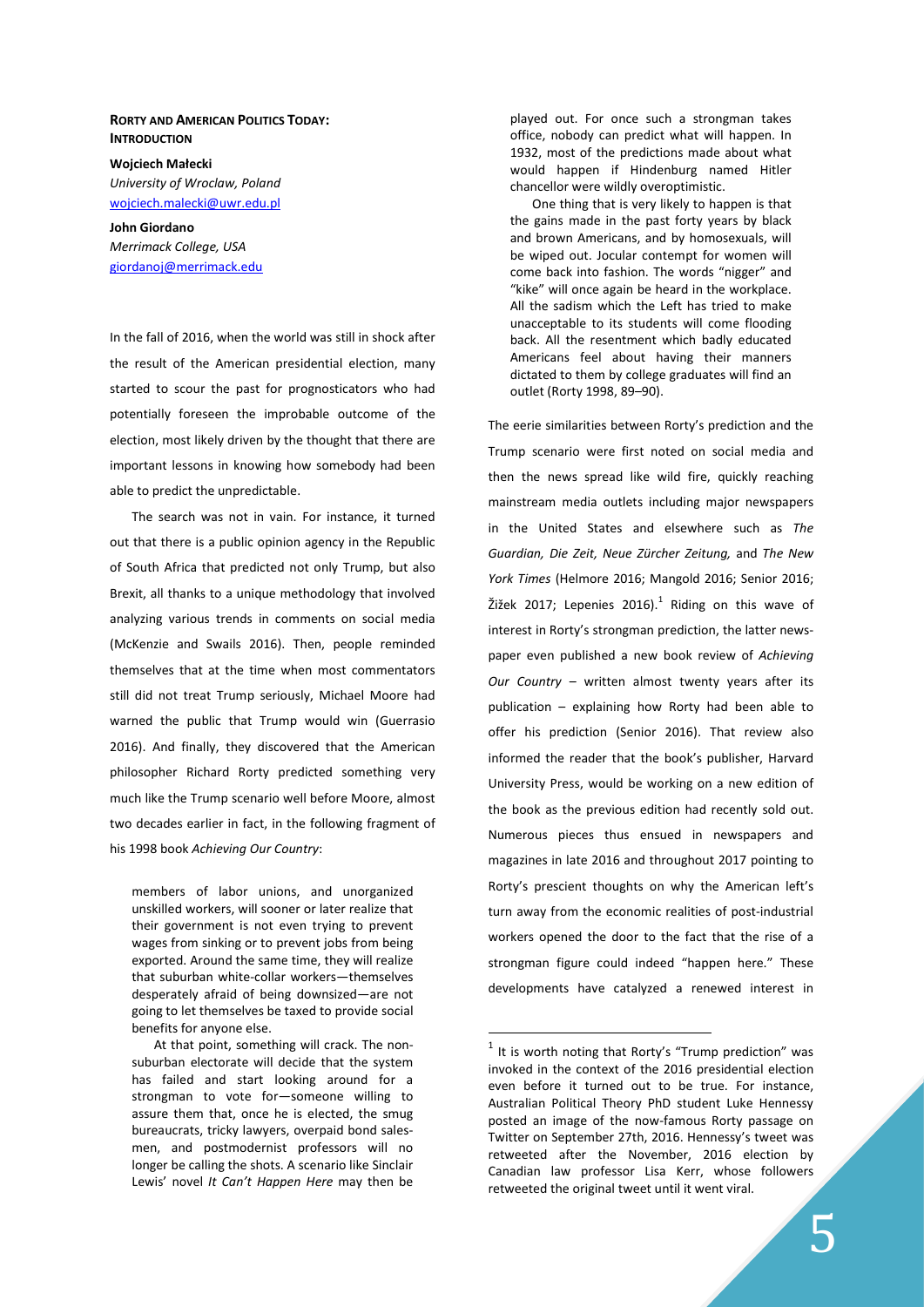## Rorty and American Politics Today: Introduction

**Wojciech Małecki**
*University of Wroclaw, Poland*
wojciech.malecki@uwr.edu.pl

**John Giordano**
*Merrimack College, USA*
giordanoj@merrimack.edu

In the fall of 2016, when the world was still in shock after the result of the American presidential election, many started to scour the past for prognosticators who had potentially foreseen the improbable outcome of the election, most likely driven by the thought that there are important lessons in knowing how somebody had been able to predict the unpredictable.

The search was not in vain. For instance, it turned out that there is a public opinion agency in the Republic of South Africa that predicted not only Trump, but also Brexit, all thanks to a unique methodology that involved analyzing various trends in comments on social media (McKenzie and Swails 2016). Then, people reminded themselves that at the time when most commentators still did not treat Trump seriously, Michael Moore had warned the public that Trump would win (Guerrasio 2016). And finally, they discovered that the American philosopher Richard Rorty predicted something very much like the Trump scenario well before Moore, almost two decades earlier in fact, in the following fragment of his 1998 book *Achieving Our Country*:

> members of labor unions, and unorganized unskilled workers, will sooner or later realize that their government is not even trying to prevent wages from sinking or to prevent jobs from being exported. Around the same time, they will realize that suburban white-collar workers—themselves desperately afraid of being downsized—are not going to let themselves be taxed to provide social benefits for anyone else.
>
> At that point, something will crack. The non-suburban electorate will decide that the system has failed and start looking around for a strongman to vote for—someone willing to assure them that, once he is elected, the smug bureaucrats, tricky lawyers, overpaid bond salesmen, and postmodernist professors will no longer be calling the shots. A scenario like Sinclair Lewis' novel *It Can't Happen Here* may then be played out. For once such a strongman takes office, nobody can predict what will happen. In 1932, most of the predictions made about what would happen if Hindenburg named Hitler chancellor were wildly overoptimistic.
>
> One thing that is very likely to happen is that the gains made in the past forty years by black and brown Americans, and by homosexuals, will be wiped out. Jocular contempt for women will come back into fashion. The words "nigger" and "kike" will once again be heard in the workplace. All the sadism which the Left has tried to make unacceptable to its students will come flooding back. All the resentment which badly educated Americans feel about having their manners dictated to them by college graduates will find an outlet (Rorty 1998, 89–90).

The eerie similarities between Rorty's prediction and the Trump scenario were first noted on social media and then the news spread like wild fire, quickly reaching mainstream media outlets including major newspapers in the United States and elsewhere such as *The Guardian, Die Zeit, Neue Zürcher Zeitung,* and *The New York Times* (Helmore 2016; Mangold 2016; Senior 2016; Žižek 2017; Lepenies 2016).[1] Riding on this wave of interest in Rorty's strongman prediction, the latter newspaper even published a new book review of *Achieving Our Country* – written almost twenty years after its publication – explaining how Rorty had been able to offer his prediction (Senior 2016). That review also informed the reader that the book's publisher, Harvard University Press, would be working on a new edition of the book as the previous edition had recently sold out. Numerous pieces thus ensued in newspapers and magazines in late 2016 and throughout 2017 pointing to Rorty's prescient thoughts on why the American left's turn away from the economic realities of post-industrial workers opened the door to the fact that the rise of a strongman figure could indeed "happen here." These developments have catalyzed a renewed interest in

[1] It is worth noting that Rorty's "Trump prediction" was invoked in the context of the 2016 presidential election even before it turned out to be true. For instance, Australian Political Theory PhD student Luke Hennessy posted an image of the now-famous Rorty passage on Twitter on September 27th, 2016. Hennessy's tweet was retweeted after the November, 2016 election by Canadian law professor Lisa Kerr, whose followers retweeted the original tweet until it went viral.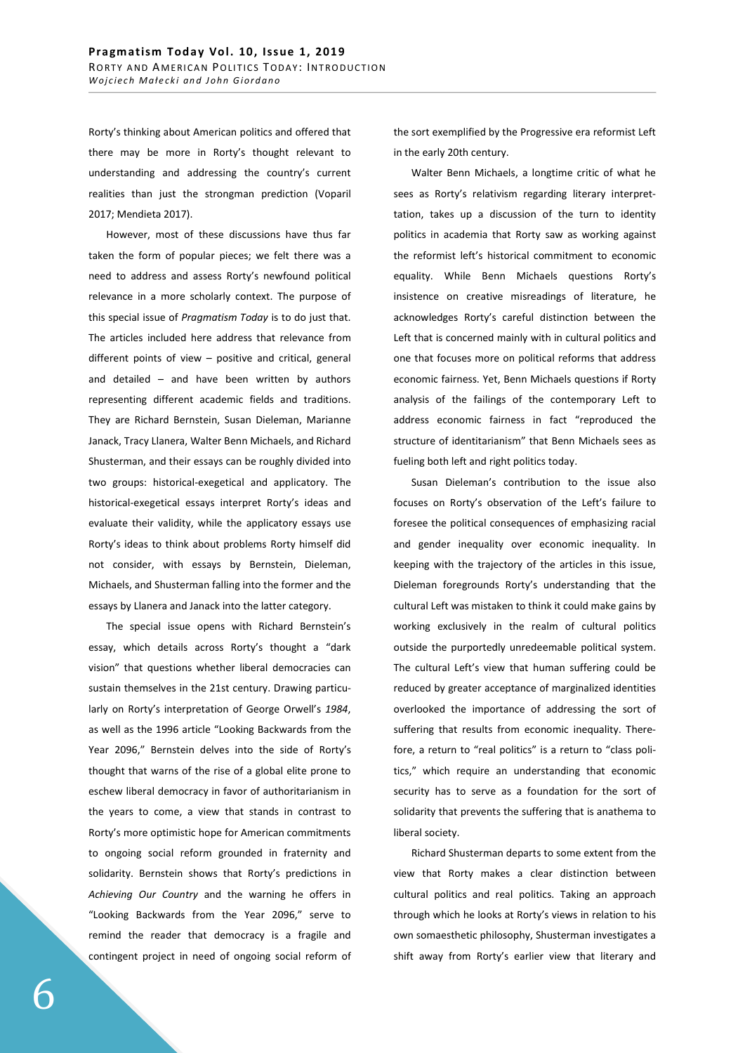Rorty's thinking about American politics and offered that there may be more in Rorty's thought relevant to understanding and addressing the country's current realities than just the strongman prediction (Voparil 2017; Mendieta 2017).

However, most of these discussions have thus far taken the form of popular pieces; we felt there was a need to address and assess Rorty's newfound political relevance in a more scholarly context. The purpose of this special issue of *Pragmatism Today* is to do just that. The articles included here address that relevance from different points of view – positive and critical, general and detailed – and have been written by authors representing different academic fields and traditions. They are Richard Bernstein, Susan Dieleman, Marianne Janack, Tracy Llanera, Walter Benn Michaels, and Richard Shusterman, and their essays can be roughly divided into two groups: historical-exegetical and applicatory. The historical-exegetical essays interpret Rorty's ideas and evaluate their validity, while the applicatory essays use Rorty's ideas to think about problems Rorty himself did not consider, with essays by Bernstein, Dieleman, Michaels, and Shusterman falling into the former and the essays by Llanera and Janack into the latter category.

The special issue opens with Richard Bernstein's essay, which details across Rorty's thought a "dark vision" that questions whether liberal democracies can sustain themselves in the 21st century. Drawing particularly on Rorty's interpretation of George Orwell's *1984*, as well as the 1996 article "Looking Backwards from the Year 2096," Bernstein delves into the side of Rorty's thought that warns of the rise of a global elite prone to eschew liberal democracy in favor of authoritarianism in the years to come, a view that stands in contrast to Rorty's more optimistic hope for American commitments to ongoing social reform grounded in fraternity and solidarity. Bernstein shows that Rorty's predictions in *Achieving Our Country* and the warning he offers in "Looking Backwards from the Year 2096," serve to remind the reader that democracy is a fragile and contingent project in need of ongoing social reform of the sort exemplified by the Progressive era reformist Left in the early 20th century.

Walter Benn Michaels, a longtime critic of what he sees as Rorty's relativism regarding literary interprettation, takes up a discussion of the turn to identity politics in academia that Rorty saw as working against the reformist left's historical commitment to economic equality. While Benn Michaels questions Rorty's insistence on creative misreadings of literature, he acknowledges Rorty's careful distinction between the Left that is concerned mainly with in cultural politics and one that focuses more on political reforms that address economic fairness. Yet, Benn Michaels questions if Rorty analysis of the failings of the contemporary Left to address economic fairness in fact "reproduced the structure of identitarianism" that Benn Michaels sees as fueling both left and right politics today.

Susan Dieleman's contribution to the issue also focuses on Rorty's observation of the Left's failure to foresee the political consequences of emphasizing racial and gender inequality over economic inequality. In keeping with the trajectory of the articles in this issue, Dieleman foregrounds Rorty's understanding that the cultural Left was mistaken to think it could make gains by working exclusively in the realm of cultural politics outside the purportedly unredeemable political system. The cultural Left's view that human suffering could be reduced by greater acceptance of marginalized identities overlooked the importance of addressing the sort of suffering that results from economic inequality. Therefore, a return to "real politics" is a return to "class politics," which require an understanding that economic security has to serve as a foundation for the sort of solidarity that prevents the suffering that is anathema to liberal society.

Richard Shusterman departs to some extent from the view that Rorty makes a clear distinction between cultural politics and real politics. Taking an approach through which he looks at Rorty's views in relation to his own somaesthetic philosophy, Shusterman investigates a shift away from Rorty's earlier view that literary and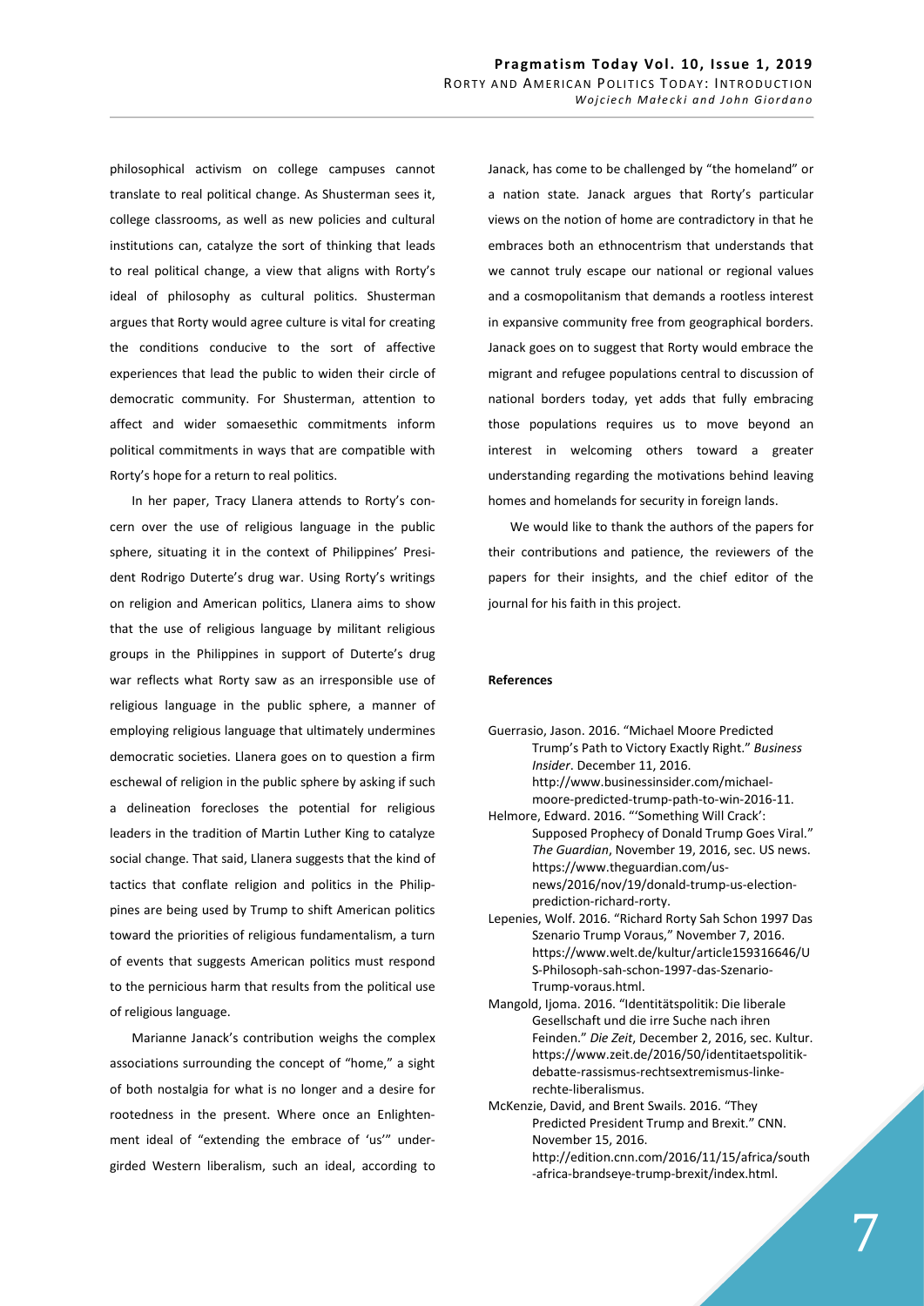philosophical activism on college campuses cannot translate to real political change. As Shusterman sees it, college classrooms, as well as new policies and cultural institutions can, catalyze the sort of thinking that leads to real political change, a view that aligns with Rorty's ideal of philosophy as cultural politics. Shusterman argues that Rorty would agree culture is vital for creating the conditions conducive to the sort of affective experiences that lead the public to widen their circle of democratic community. For Shusterman, attention to affect and wider somaesethic commitments inform political commitments in ways that are compatible with Rorty's hope for a return to real politics.

In her paper, Tracy Llanera attends to Rorty's concern over the use of religious language in the public sphere, situating it in the context of Philippines' President Rodrigo Duterte's drug war. Using Rorty's writings on religion and American politics, Llanera aims to show that the use of religious language by militant religious groups in the Philippines in support of Duterte's drug war reflects what Rorty saw as an irresponsible use of religious language in the public sphere, a manner of employing religious language that ultimately undermines democratic societies. Llanera goes on to question a firm eschewal of religion in the public sphere by asking if such a delineation forecloses the potential for religious leaders in the tradition of Martin Luther King to catalyze social change. That said, Llanera suggests that the kind of tactics that conflate religion and politics in the Philippines are being used by Trump to shift American politics toward the priorities of religious fundamentalism, a turn of events that suggests American politics must respond to the pernicious harm that results from the political use of religious language.

Marianne Janack's contribution weighs the complex associations surrounding the concept of "home," a sight of both nostalgia for what is no longer and a desire for rootedness in the present. Where once an Enlightenment ideal of "extending the embrace of 'us'" undergirded Western liberalism, such an ideal, according to Janack, has come to be challenged by "the homeland" or a nation state. Janack argues that Rorty's particular views on the notion of home are contradictory in that he embraces both an ethnocentrism that understands that we cannot truly escape our national or regional values and a cosmopolitanism that demands a rootless interest in expansive community free from geographical borders. Janack goes on to suggest that Rorty would embrace the migrant and refugee populations central to discussion of national borders today, yet adds that fully embracing those populations requires us to move beyond an interest in welcoming others toward a greater understanding regarding the motivations behind leaving homes and homelands for security in foreign lands.

We would like to thank the authors of the papers for their contributions and patience, the reviewers of the papers for their insights, and the chief editor of the journal for his faith in this project.

**References**

Guerrasio, Jason. 2016. "Michael Moore Predicted Trump's Path to Victory Exactly Right." *Business Insider*. December 11, 2016. http://www.businessinsider.com/michael-moore-predicted-trump-path-to-win-2016-11.

Helmore, Edward. 2016. "'Something Will Crack': Supposed Prophecy of Donald Trump Goes Viral." *The Guardian*, November 19, 2016, sec. US news. https://www.theguardian.com/us-news/2016/nov/19/donald-trump-us-election-prediction-richard-rorty.

Lepenies, Wolf. 2016. "Richard Rorty Sah Schon 1997 Das Szenario Trump Voraus," November 7, 2016. https://www.welt.de/kultur/article159316646/US-Philosoph-sah-schon-1997-das-Szenario-Trump-voraus.html.

Mangold, Ijoma. 2016. "Identitätspolitik: Die liberale Gesellschaft und die irre Suche nach ihren Feinden." *Die Zeit*, December 2, 2016, sec. Kultur. https://www.zeit.de/2016/50/identitaetspolitik-debatte-rassismus-rechtsextremismus-linke-rechte-liberalismus.

McKenzie, David, and Brent Swails. 2016. "They Predicted President Trump and Brexit." CNN. November 15, 2016. http://edition.cnn.com/2016/11/15/africa/south-africa-brandseye-trump-brexit/index.html.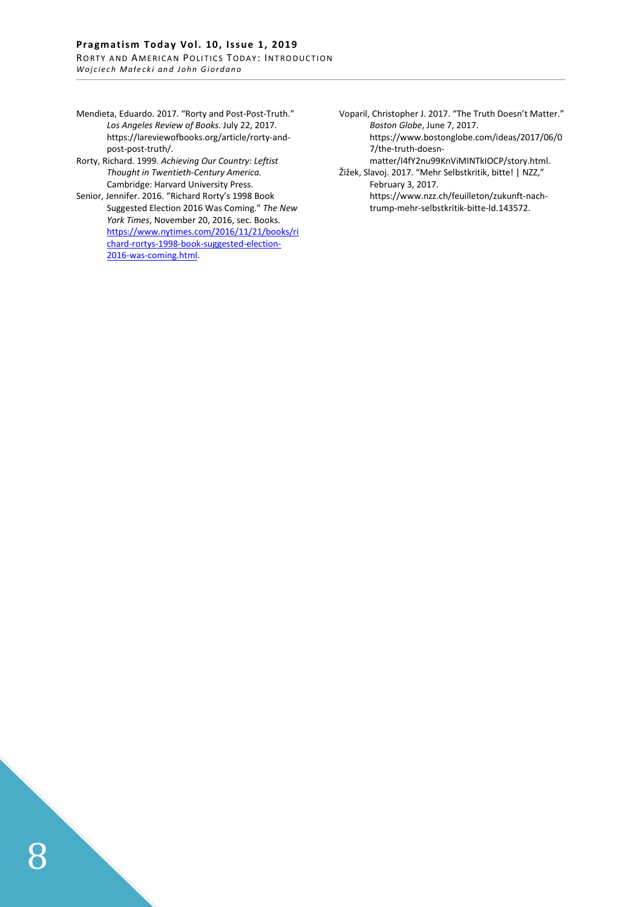Mendieta, Eduardo. 2017. "Rorty and Post-Post-Truth." *Los Angeles Review of Books*. July 22, 2017. https://lareviewofbooks.org/article/rorty-and-post-post-truth/.

Rorty, Richard. 1999. *Achieving Our Country: Leftist Thought in Twentieth-Century America.* Cambridge: Harvard University Press.

Senior, Jennifer. 2016. "Richard Rorty's 1998 Book Suggested Election 2016 Was Coming." *The New York Times*, November 20, 2016, sec. Books. https://www.nytimes.com/2016/11/21/books/richard-rortys-1998-book-suggested-election-2016-was-coming.html.

Voparil, Christopher J. 2017. "The Truth Doesn't Matter." *Boston Globe*, June 7, 2017. https://www.bostonglobe.com/ideas/2017/06/07/the-truth-doesn-matter/I4fY2nu99KnViMINTkIOCP/story.html.

Žižek, Slavoj. 2017. "Mehr Selbstkritik, bitte! | NZZ," February 3, 2017. https://www.nzz.ch/feuilleton/zukunft-nach-trump-mehr-selbstkritik-bitte-ld.143572.